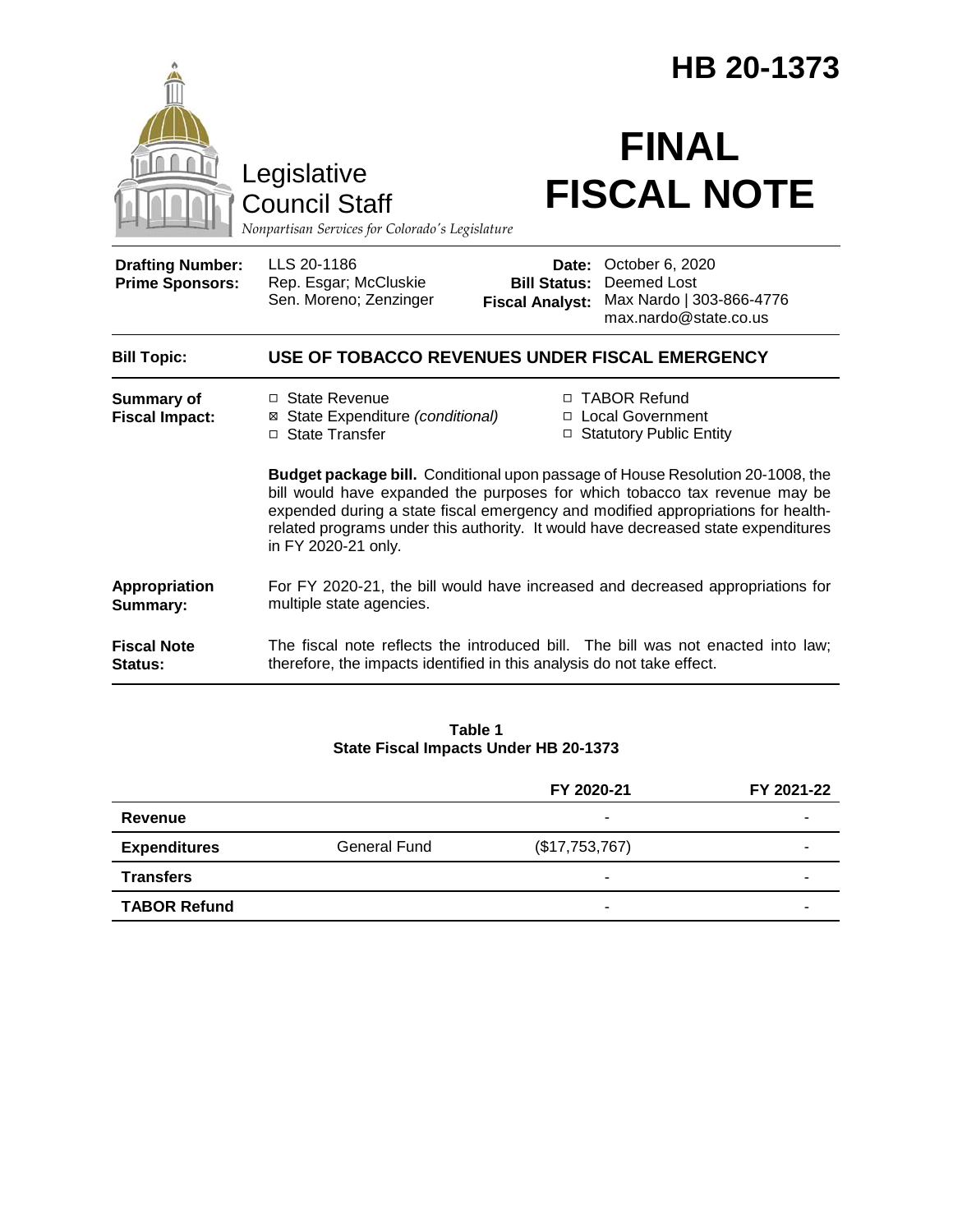# HB 20-1373

Legislative Council Staff

*Nonpartisan Services for Colorado's Legislature*

# FINAL FISCAL NOTE

| | | | |
|---|---|---|---|
| **Drafting Number:** | LLS 20-1186 | **Date:** | October 6, 2020 |
| **Prime Sponsors:** | Rep. Esgar; McCluskie<br>Sen. Moreno; Zenzinger | **Bill Status:** | Deemed Lost |
| | | **Fiscal Analyst:** | Max Nardo \| 303-866-4776<br>max.nardo@state.co.us |

**Bill Topic:** **USE OF TOBACCO REVENUES UNDER FISCAL EMERGENCY**

**Summary of Fiscal Impact:**

- ☐ State Revenue
- ☒ State Expenditure *(conditional)*
- ☐ State Transfer
- ☐ TABOR Refund
- ☐ Local Government
- ☐ Statutory Public Entity

**Budget package bill.** Conditional upon passage of House Resolution 20-1008, the bill would have expanded the purposes for which tobacco tax revenue may be expended during a state fiscal emergency and modified appropriations for health-related programs under this authority. It would have decreased state expenditures in FY 2020-21 only.

**Appropriation Summary:** For FY 2020-21, the bill would have increased and decreased appropriations for multiple state agencies.

**Fiscal Note Status:** The fiscal note reflects the introduced bill. The bill was not enacted into law; therefore, the impacts identified in this analysis do not take effect.

**Table 1**
**State Fiscal Impacts Under HB 20-1373**

| | | FY 2020-21 | FY 2021-22 |
|---|---|---|---|
| **Revenue** | | - | - |
| **Expenditures** | General Fund | ($17,753,767) | - |
| **Transfers** | | - | - |
| **TABOR Refund** | | - | - |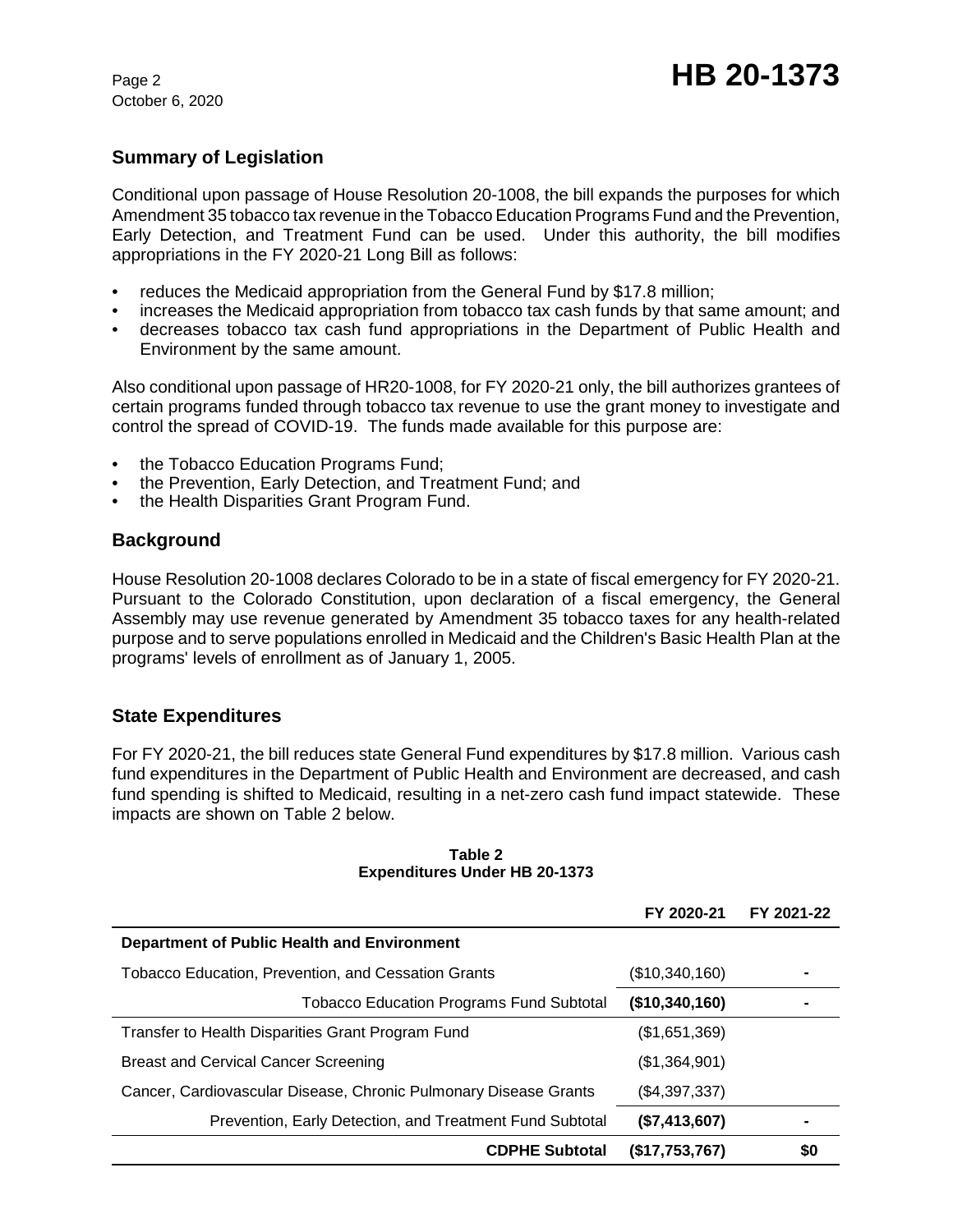## Summary of Legislation

Conditional upon passage of House Resolution 20-1008, the bill expands the purposes for which Amendment 35 tobacco tax revenue in the Tobacco Education Programs Fund and the Prevention, Early Detection, and Treatment Fund can be used. Under this authority, the bill modifies appropriations in the FY 2020-21 Long Bill as follows:

- reduces the Medicaid appropriation from the General Fund by $17.8 million;
- increases the Medicaid appropriation from tobacco tax cash funds by that same amount; and
- decreases tobacco tax cash fund appropriations in the Department of Public Health and Environment by the same amount.

Also conditional upon passage of HR20-1008, for FY 2020-21 only, the bill authorizes grantees of certain programs funded through tobacco tax revenue to use the grant money to investigate and control the spread of COVID-19. The funds made available for this purpose are:

- the Tobacco Education Programs Fund;
- the Prevention, Early Detection, and Treatment Fund; and
- the Health Disparities Grant Program Fund.

## Background

House Resolution 20-1008 declares Colorado to be in a state of fiscal emergency for FY 2020-21. Pursuant to the Colorado Constitution, upon declaration of a fiscal emergency, the General Assembly may use revenue generated by Amendment 35 tobacco taxes for any health-related purpose and to serve populations enrolled in Medicaid and the Children's Basic Health Plan at the programs' levels of enrollment as of January 1, 2005.

## State Expenditures

For FY 2020-21, the bill reduces state General Fund expenditures by $17.8 million. Various cash fund expenditures in the Department of Public Health and Environment are decreased, and cash fund spending is shifted to Medicaid, resulting in a net-zero cash fund impact statewide. These impacts are shown on Table 2 below.

**Table 2**
**Expenditures Under HB 20-1373**

| | FY 2020-21 | FY 2021-22 |
|---|---|---|
| **Department of Public Health and Environment** | | |
| Tobacco Education, Prevention, and Cessation Grants | ($10,340,160) | - |
| **Tobacco Education Programs Fund Subtotal** | **($10,340,160)** | - |
| Transfer to Health Disparities Grant Program Fund | ($1,651,369) | |
| Breast and Cervical Cancer Screening | ($1,364,901) | |
| Cancer, Cardiovascular Disease, Chronic Pulmonary Disease Grants | ($4,397,337) | |
| **Prevention, Early Detection, and Treatment Fund Subtotal** | **($7,413,607)** | - |
| **CDPHE Subtotal** | **($17,753,767)** | **$0** |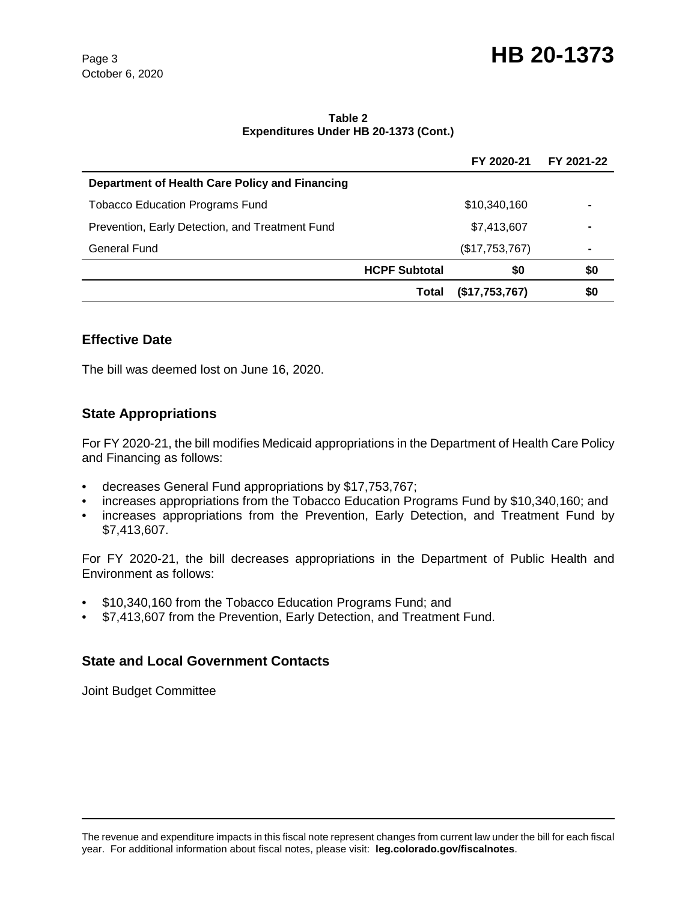**Table 2**
**Expenditures Under HB 20-1373 (Cont.)**

| | FY 2020-21 | FY 2021-22 |
|---|---|---|
| **Department of Health Care Policy and Financing** | | |
| Tobacco Education Programs Fund | $10,340,160 | - |
| Prevention, Early Detection, and Treatment Fund | $7,413,607 | - |
| General Fund | ($17,753,767) | - |
| **HCPF Subtotal** | **$0** | **$0** |
| **Total** | **($17,753,767)** | **$0** |

## Effective Date

The bill was deemed lost on June 16, 2020.

## State Appropriations

For FY 2020-21, the bill modifies Medicaid appropriations in the Department of Health Care Policy and Financing as follows:

- decreases General Fund appropriations by $17,753,767;
- increases appropriations from the Tobacco Education Programs Fund by $10,340,160; and
- increases appropriations from the Prevention, Early Detection, and Treatment Fund by $7,413,607.

For FY 2020-21, the bill decreases appropriations in the Department of Public Health and Environment as follows:

- $10,340,160 from the Tobacco Education Programs Fund; and
- $7,413,607 from the Prevention, Early Detection, and Treatment Fund.

## State and Local Government Contacts

Joint Budget Committee

The revenue and expenditure impacts in this fiscal note represent changes from current law under the bill for each fiscal year. For additional information about fiscal notes, please visit: **leg.colorado.gov/fiscalnotes**.